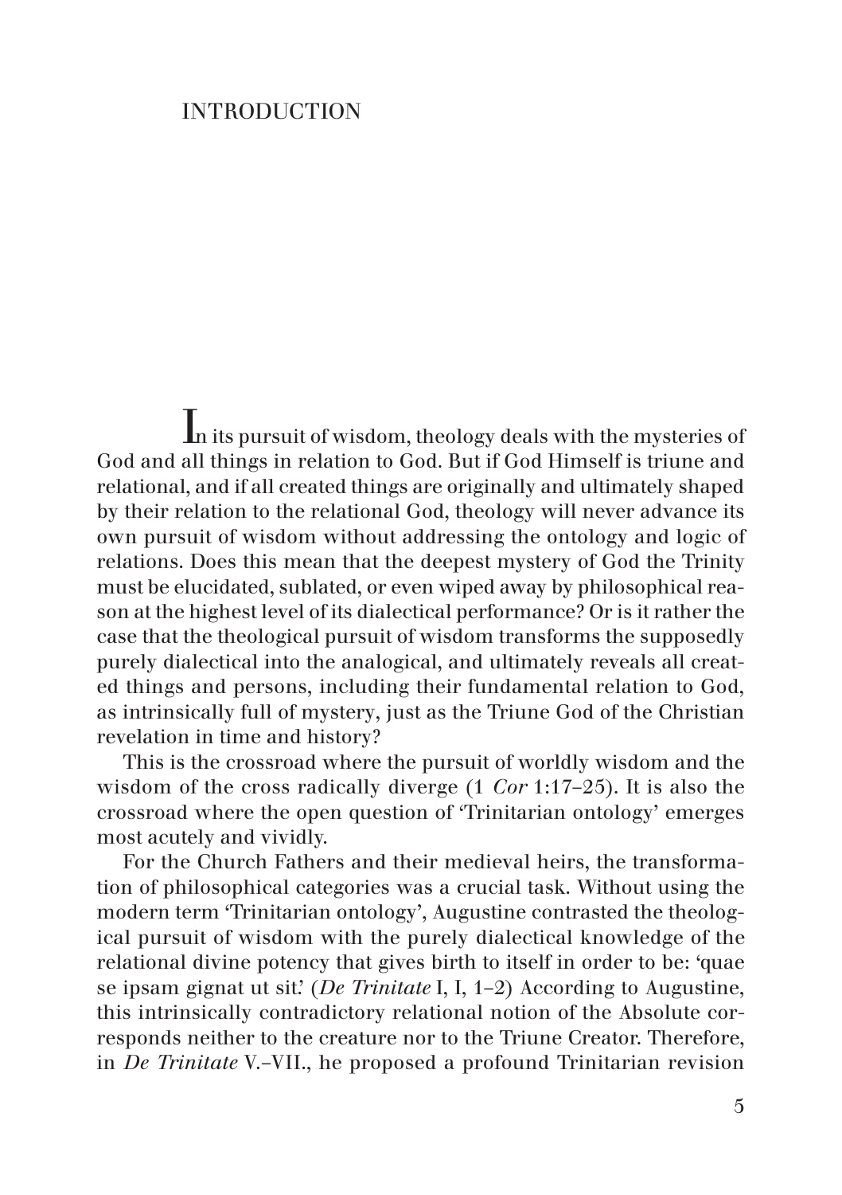# INTRODUCTION

In its pursuit of wisdom, theology deals with the mysteries of God and all things in relation to God. But if God Himself is triune and relational, and if all created things are originally and ultimately shaped by their relation to the relational God, theology will never advance its own pursuit of wisdom without addressing the ontology and logic of relations. Does this mean that the deepest mystery of God the Trinity must be elucidated, sublated, or even wiped away by philosophical reason at the highest level of its dialectical performance? Or is it rather the case that the theological pursuit of wisdom transforms the supposedly purely dialectical into the analogical, and ultimately reveals all created things and persons, including their fundamental relation to God, as intrinsically full of mystery, just as the Triune God of the Christian revelation in time and history?

This is the crossroad where the pursuit of worldly wisdom and the wisdom of the cross radically diverge (1 *Cor* 1:17–25). It is also the crossroad where the open question of 'Trinitarian ontology' emerges most acutely and vividly.

For the Church Fathers and their medieval heirs, the transformation of philosophical categories was a crucial task. Without using the modern term 'Trinitarian ontology', Augustine contrasted the theological pursuit of wisdom with the purely dialectical knowledge of the relational divine potency that gives birth to itself in order to be: 'quae se ipsam gignat ut sit.' (*De Trinitate* I, I, 1–2) According to Augustine, this intrinsically contradictory relational notion of the Absolute corresponds neither to the creature nor to the Triune Creator. Therefore, in *De Trinitate* V.–VII., he proposed a profound Trinitarian revision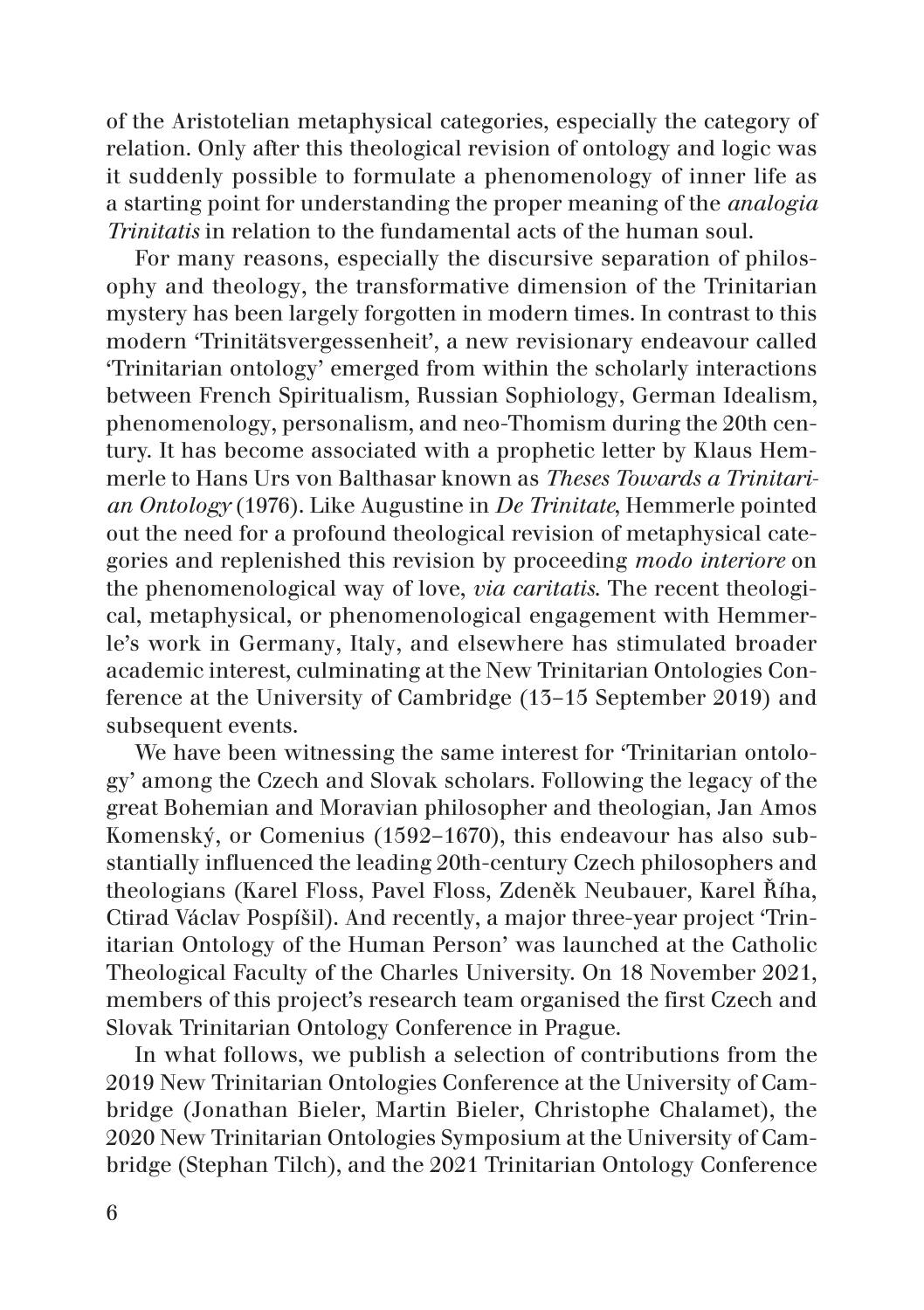of the Aristotelian metaphysical categories, especially the category of relation. Only after this theological revision of ontology and logic was it suddenly possible to formulate a phenomenology of inner life as a starting point for understanding the proper meaning of the *analogia Trinitatis* in relation to the fundamental acts of the human soul.

For many reasons, especially the discursive separation of philosophy and theology, the transformative dimension of the Trinitarian mystery has been largely forgotten in modern times. In contrast to this modern 'Trinitätsvergessenheit', a new revisionary endeavour called 'Trinitarian ontology' emerged from within the scholarly interactions between French Spiritualism, Russian Sophiology, German Idealism, phenomenology, personalism, and neo-Thomism during the 20th century. It has become associated with a prophetic letter by Klaus Hemmerle to Hans Urs von Balthasar known as *Theses Towards a Trinitarian Ontology* (1976). Like Augustine in *De Trinitate*, Hemmerle pointed out the need for a profound theological revision of metaphysical categories and replenished this revision by proceeding *modo interiore* on the phenomenological way of love, *via caritatis.* The recent theological, metaphysical, or phenomenological engagement with Hemmerle's work in Germany, Italy, and elsewhere has stimulated broader academic interest, culminating at the New Trinitarian Ontologies Conference at the University of Cambridge (13–15 September 2019) and subsequent events.

We have been witnessing the same interest for 'Trinitarian ontology' among the Czech and Slovak scholars. Following the legacy of the great Bohemian and Moravian philosopher and theologian, Jan Amos Komenský, or Comenius (1592–1670), this endeavour has also substantially influenced the leading 20th-century Czech philosophers and theologians (Karel Floss, Pavel Floss, Zdeněk Neubauer, Karel Říha, Ctirad Václav Pospíšil). And recently, a major three-year project 'Trinitarian Ontology of the Human Person' was launched at the Catholic Theological Faculty of the Charles University. On 18 November 2021, members of this project's research team organised the first Czech and Slovak Trinitarian Ontology Conference in Prague.

In what follows, we publish a selection of contributions from the 2019 New Trinitarian Ontologies Conference at the University of Cambridge (Jonathan Bieler, Martin Bieler, Christophe Chalamet), the 2020 New Trinitarian Ontologies Symposium at the University of Cambridge (Stephan Tilch), and the 2021 Trinitarian Ontology Conference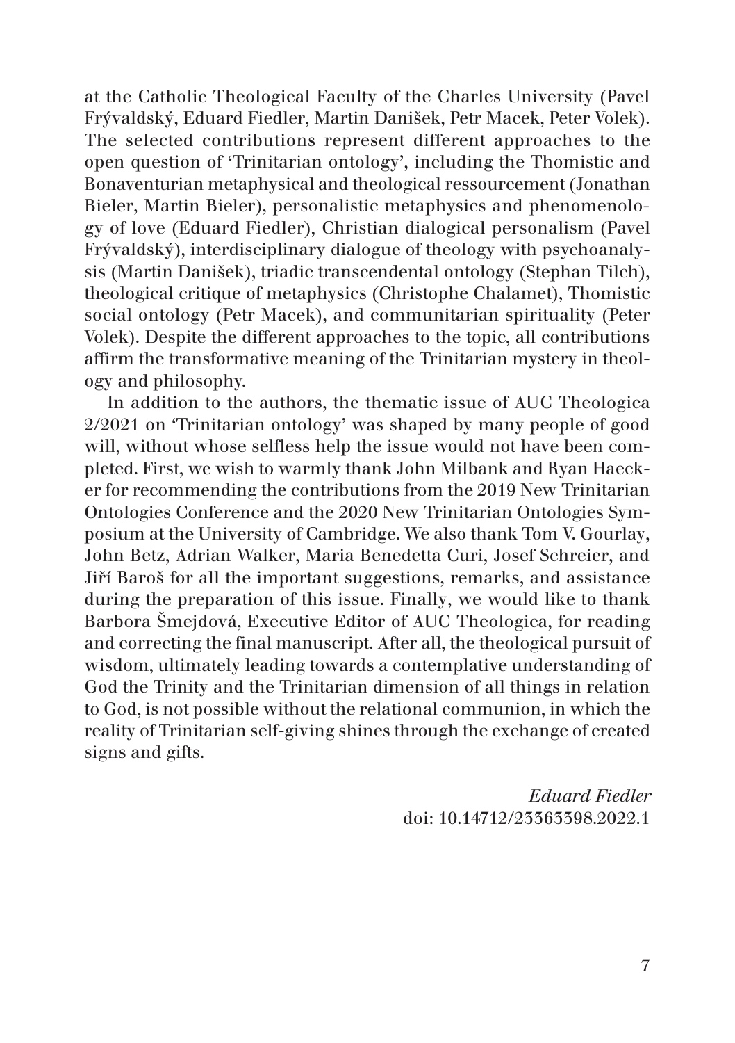at the Catholic Theological Faculty of the Charles University (Pavel Frývaldský, Eduard Fiedler, Martin Daníšek, Petr Macek, Peter Volek). The selected contributions represent different approaches to the open question of 'Trinitarian ontology', including the Thomistic and Bonaventurian metaphysical and theological ressourcement (Jonathan Bieler, Martin Bieler), personalistic metaphysics and phenomenology of love (Eduard Fiedler), Christian dialogical personalism (Pavel Frývaldský), interdisciplinary dialogue of theology with psychoanalysis (Martin Daníšek), triadic transcendental ontology (Stephan Tilch), theological critique of metaphysics (Christophe Chalamet), Thomistic social ontology (Petr Macek), and communitarian spirituality (Peter Volek). Despite the different approaches to the topic, all contributions affirm the transformative meaning of the Trinitarian mystery in theology and philosophy.

In addition to the authors, the thematic issue of AUC Theologica 2/2021 on 'Trinitarian ontology' was shaped by many people of good will, without whose selfless help the issue would not have been completed. First, we wish to warmly thank John Milbank and Ryan Haecker for recommending the contributions from the 2019 New Trinitarian Ontologies Conference and the 2020 New Trinitarian Ontologies Symposium at the University of Cambridge. We also thank Tom V. Gourlay, John Betz, Adrian Walker, Maria Benedetta Curi, Josef Schreier, and Jiří Baroš for all the important suggestions, remarks, and assistance during the preparation of this issue. Finally, we would like to thank Barbora Šmejdová, Executive Editor of AUC Theologica, for reading and correcting the final manuscript. After all, the theological pursuit of wisdom, ultimately leading towards a contemplative understanding of God the Trinity and the Trinitarian dimension of all things in relation to God, is not possible without the relational communion, in which the reality of Trinitarian self-giving shines through the exchange of created signs and gifts.

*Eduard Fiedler*
doi: 10.14712/23363398.2022.1